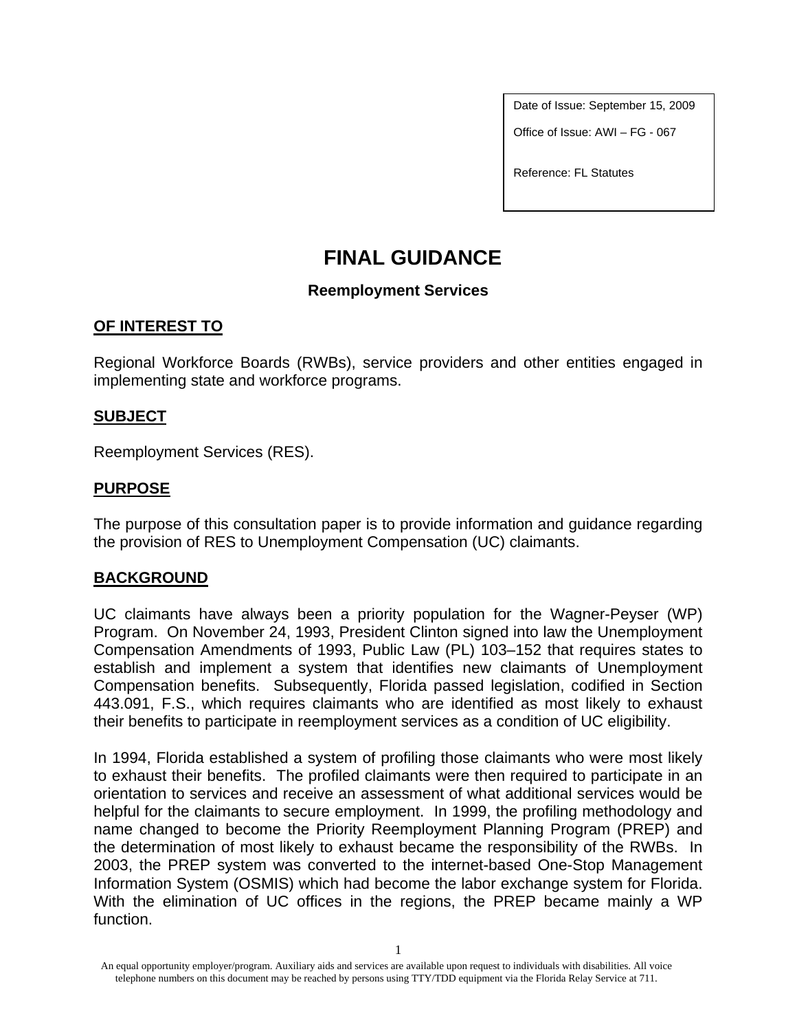Date of Issue: September 15, 2009

Office of Issue: AWI – FG - 067

Reference: FL Statutes

# FINAL GUIDANCE

### Reemployment Services

## OF INTEREST TO

Regional Workforce Boards (RWBs), service providers and other entities engaged in implementing state and workforce programs.

## SUBJECT

Reemployment Services (RES).

## PURPOSE

The purpose of this consultation paper is to provide information and guidance regarding the provision of RES to Unemployment Compensation (UC) claimants.

## BACKGROUND

UC claimants have always been a priority population for the Wagner-Peyser (WP) Program. On November 24, 1993, President Clinton signed into law the Unemployment Compensation Amendments of 1993, Public Law (PL) 103–152 that requires states to establish and implement a system that identifies new claimants of Unemployment Compensation benefits. Subsequently, Florida passed legislation, codified in Section 443.091, F.S., which requires claimants who are identified as most likely to exhaust their benefits to participate in reemployment services as a condition of UC eligibility.

In 1994, Florida established a system of profiling those claimants who were most likely to exhaust their benefits. The profiled claimants were then required to participate in an orientation to services and receive an assessment of what additional services would be helpful for the claimants to secure employment. In 1999, the profiling methodology and name changed to become the Priority Reemployment Planning Program (PREP) and the determination of most likely to exhaust became the responsibility of the RWBs. In 2003, the PREP system was converted to the internet-based One-Stop Management Information System (OSMIS) which had become the labor exchange system for Florida. With the elimination of UC offices in the regions, the PREP became mainly a WP function.

An equal opportunity employer/program. Auxiliary aids and services are available upon request to individuals with disabilities. All voice telephone numbers on this document may be reached by persons using TTY/TDD equipment via the Florida Relay Service at 711.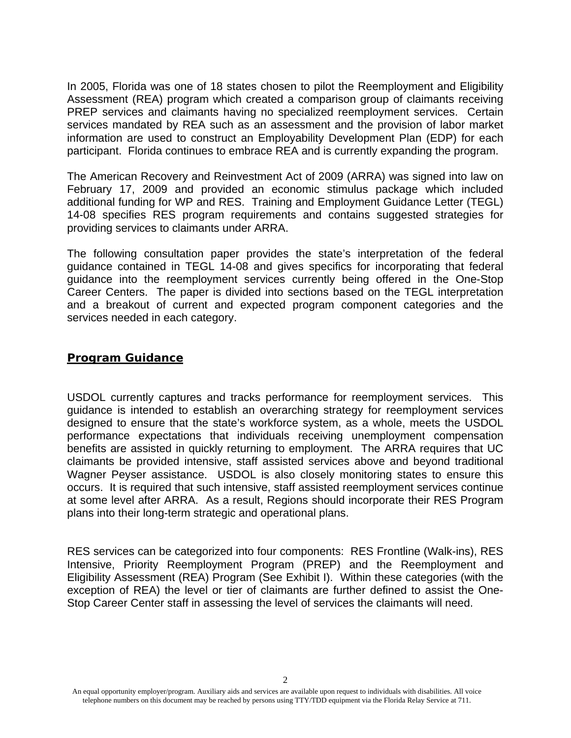In 2005, Florida was one of 18 states chosen to pilot the Reemployment and Eligibility Assessment (REA) program which created a comparison group of claimants receiving PREP services and claimants having no specialized reemployment services. Certain services mandated by REA such as an assessment and the provision of labor market information are used to construct an Employability Development Plan (EDP) for each participant. Florida continues to embrace REA and is currently expanding the program.

The American Recovery and Reinvestment Act of 2009 (ARRA) was signed into law on February 17, 2009 and provided an economic stimulus package which included additional funding for WP and RES. Training and Employment Guidance Letter (TEGL) 14-08 specifies RES program requirements and contains suggested strategies for providing services to claimants under ARRA.

The following consultation paper provides the state's interpretation of the federal guidance contained in TEGL 14-08 and gives specifics for incorporating that federal guidance into the reemployment services currently being offered in the One-Stop Career Centers. The paper is divided into sections based on the TEGL interpretation and a breakout of current and expected program component categories and the services needed in each category.

## **Program Guidance**

USDOL currently captures and tracks performance for reemployment services. This guidance is intended to establish an overarching strategy for reemployment services designed to ensure that the state's workforce system, as a whole, meets the USDOL performance expectations that individuals receiving unemployment compensation benefits are assisted in quickly returning to employment. The ARRA requires that UC claimants be provided intensive, staff assisted services above and beyond traditional Wagner Peyser assistance. USDOL is also closely monitoring states to ensure this occurs. It is required that such intensive, staff assisted reemployment services continue at some level after ARRA. As a result, Regions should incorporate their RES Program plans into their long-term strategic and operational plans.

RES services can be categorized into four components: RES Frontline (Walk-ins), RES Intensive, Priority Reemployment Program (PREP) and the Reemployment and Eligibility Assessment (REA) Program (See Exhibit I). Within these categories (with the exception of REA) the level or tier of claimants are further defined to assist the One-Stop Career Center staff in assessing the level of services the claimants will need.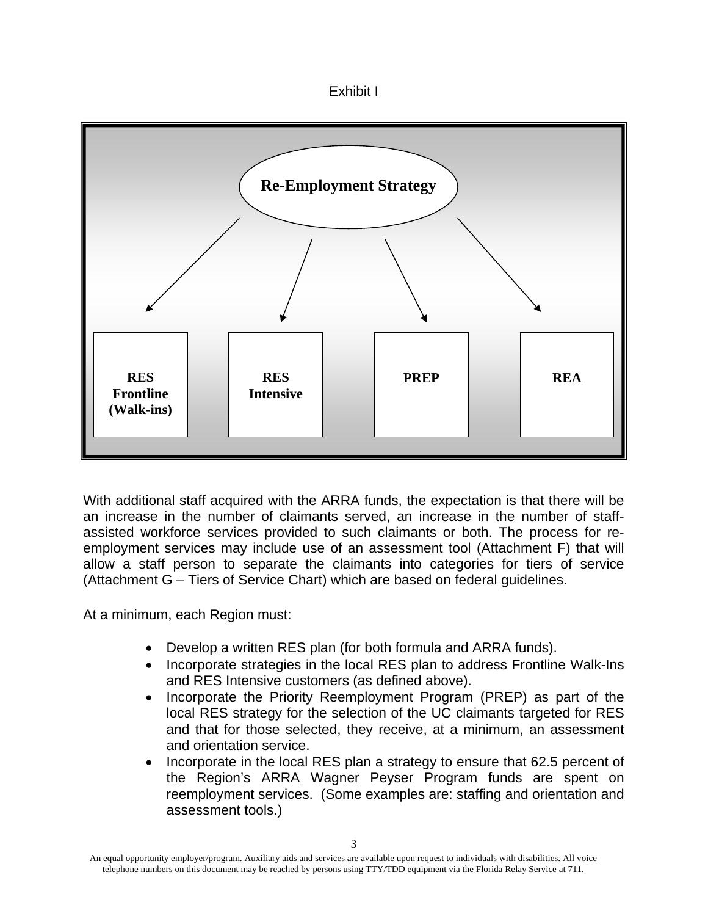Exhibit I

Re-Employment Strategy

RES Frontline (Walk-ins)

RES Intensive

PREP

REA

With additional staff acquired with the ARRA funds, the expectation is that there will be an increase in the number of claimants served, an increase in the number of staff-assisted workforce services provided to such claimants or both. The process for re-employment services may include use of an assessment tool (Attachment F) that will allow a staff person to separate the claimants into categories for tiers of service (Attachment G – Tiers of Service Chart) which are based on federal guidelines.

At a minimum, each Region must:

- Develop a written RES plan (for both formula and ARRA funds).
- Incorporate strategies in the local RES plan to address Frontline Walk-Ins and RES Intensive customers (as defined above).
- Incorporate the Priority Reemployment Program (PREP) as part of the local RES strategy for the selection of the UC claimants targeted for RES and that for those selected, they receive, at a minimum, an assessment and orientation service.
- Incorporate in the local RES plan a strategy to ensure that 62.5 percent of the Region's ARRA Wagner Peyser Program funds are spent on reemployment services. (Some examples are: staffing and orientation and assessment tools.)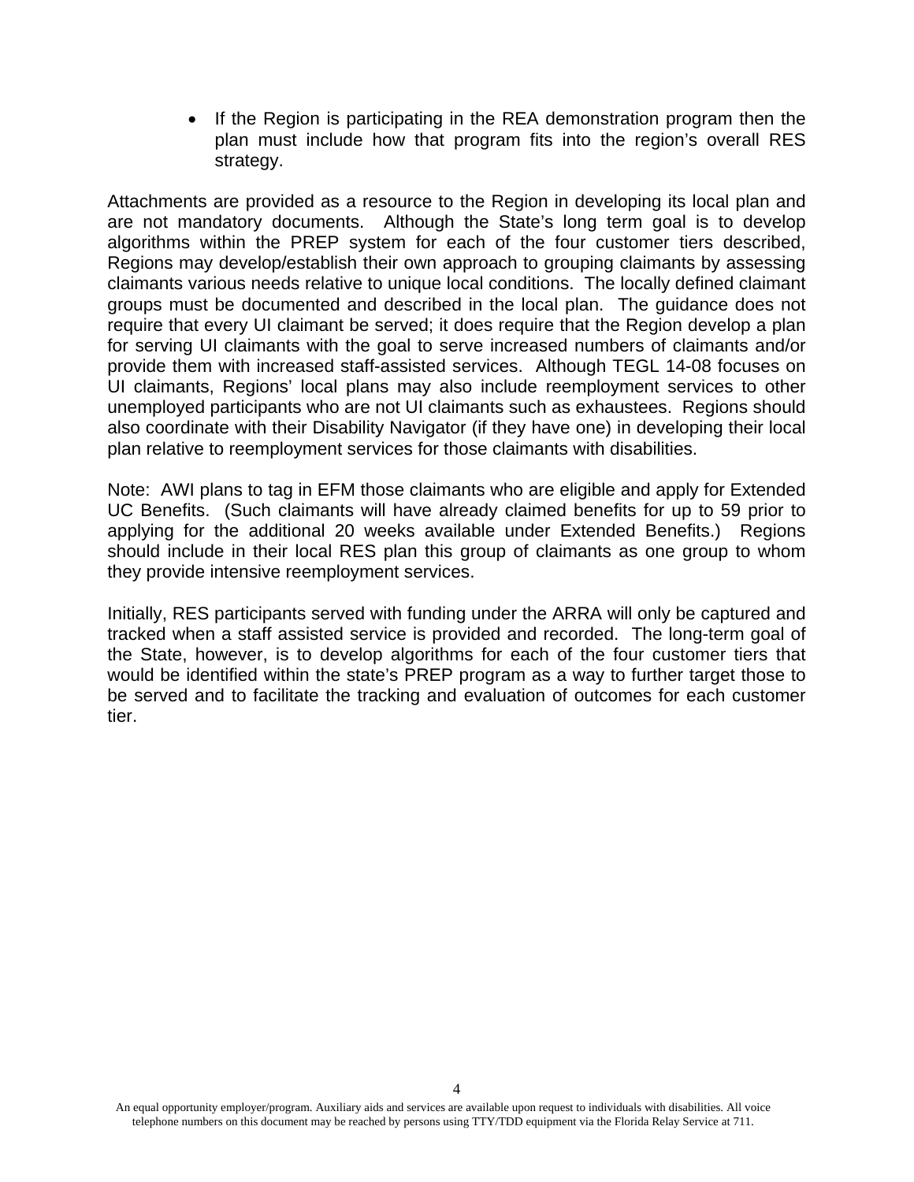- If the Region is participating in the REA demonstration program then the plan must include how that program fits into the region's overall RES strategy.

Attachments are provided as a resource to the Region in developing its local plan and are not mandatory documents. Although the State's long term goal is to develop algorithms within the PREP system for each of the four customer tiers described, Regions may develop/establish their own approach to grouping claimants by assessing claimants various needs relative to unique local conditions. The locally defined claimant groups must be documented and described in the local plan. The guidance does not require that every UI claimant be served; it does require that the Region develop a plan for serving UI claimants with the goal to serve increased numbers of claimants and/or provide them with increased staff-assisted services. Although TEGL 14-08 focuses on UI claimants, Regions' local plans may also include reemployment services to other unemployed participants who are not UI claimants such as exhaustees. Regions should also coordinate with their Disability Navigator (if they have one) in developing their local plan relative to reemployment services for those claimants with disabilities.

Note: AWI plans to tag in EFM those claimants who are eligible and apply for Extended UC Benefits. (Such claimants will have already claimed benefits for up to 59 prior to applying for the additional 20 weeks available under Extended Benefits.) Regions should include in their local RES plan this group of claimants as one group to whom they provide intensive reemployment services.

Initially, RES participants served with funding under the ARRA will only be captured and tracked when a staff assisted service is provided and recorded. The long-term goal of the State, however, is to develop algorithms for each of the four customer tiers that would be identified within the state's PREP program as a way to further target those to be served and to facilitate the tracking and evaluation of outcomes for each customer tier.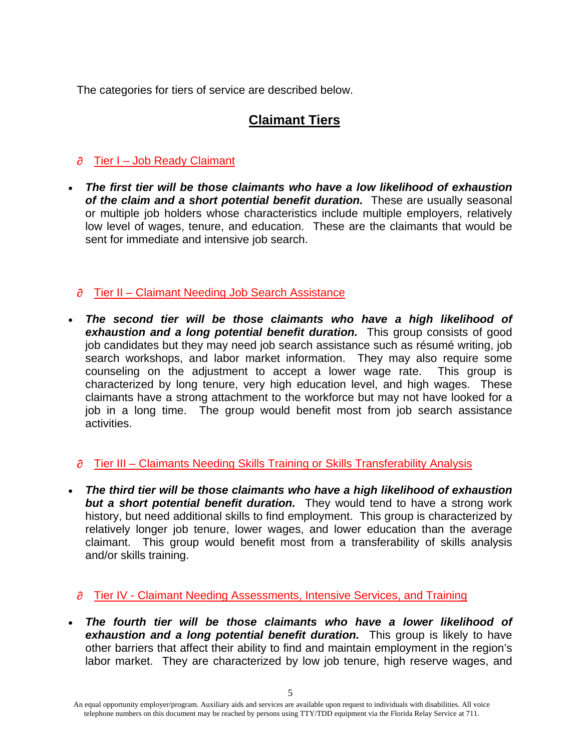The categories for tiers of service are described below.

## Claimant Tiers

- Tier I – Job Ready Claimant

- ***The first tier will be those claimants who have a low likelihood of exhaustion of the claim and a short potential benefit duration.*** These are usually seasonal or multiple job holders whose characteristics include multiple employers, relatively low level of wages, tenure, and education. These are the claimants that would be sent for immediate and intensive job search.

- Tier II – Claimant Needing Job Search Assistance

- ***The second tier will be those claimants who have a high likelihood of exhaustion and a long potential benefit duration.*** This group consists of good job candidates but they may need job search assistance such as résumé writing, job search workshops, and labor market information. They may also require some counseling on the adjustment to accept a lower wage rate. This group is characterized by long tenure, very high education level, and high wages. These claimants have a strong attachment to the workforce but may not have looked for a job in a long time. The group would benefit most from job search assistance activities.

- Tier III – Claimants Needing Skills Training or Skills Transferability Analysis

- ***The third tier will be those claimants who have a high likelihood of exhaustion but a short potential benefit duration.*** They would tend to have a strong work history, but need additional skills to find employment. This group is characterized by relatively longer job tenure, lower wages, and lower education than the average claimant. This group would benefit most from a transferability of skills analysis and/or skills training.

- Tier IV - Claimant Needing Assessments, Intensive Services, and Training

- ***The fourth tier will be those claimants who have a lower likelihood of exhaustion and a long potential benefit duration.*** This group is likely to have other barriers that affect their ability to find and maintain employment in the region's labor market. They are characterized by low job tenure, high reserve wages, and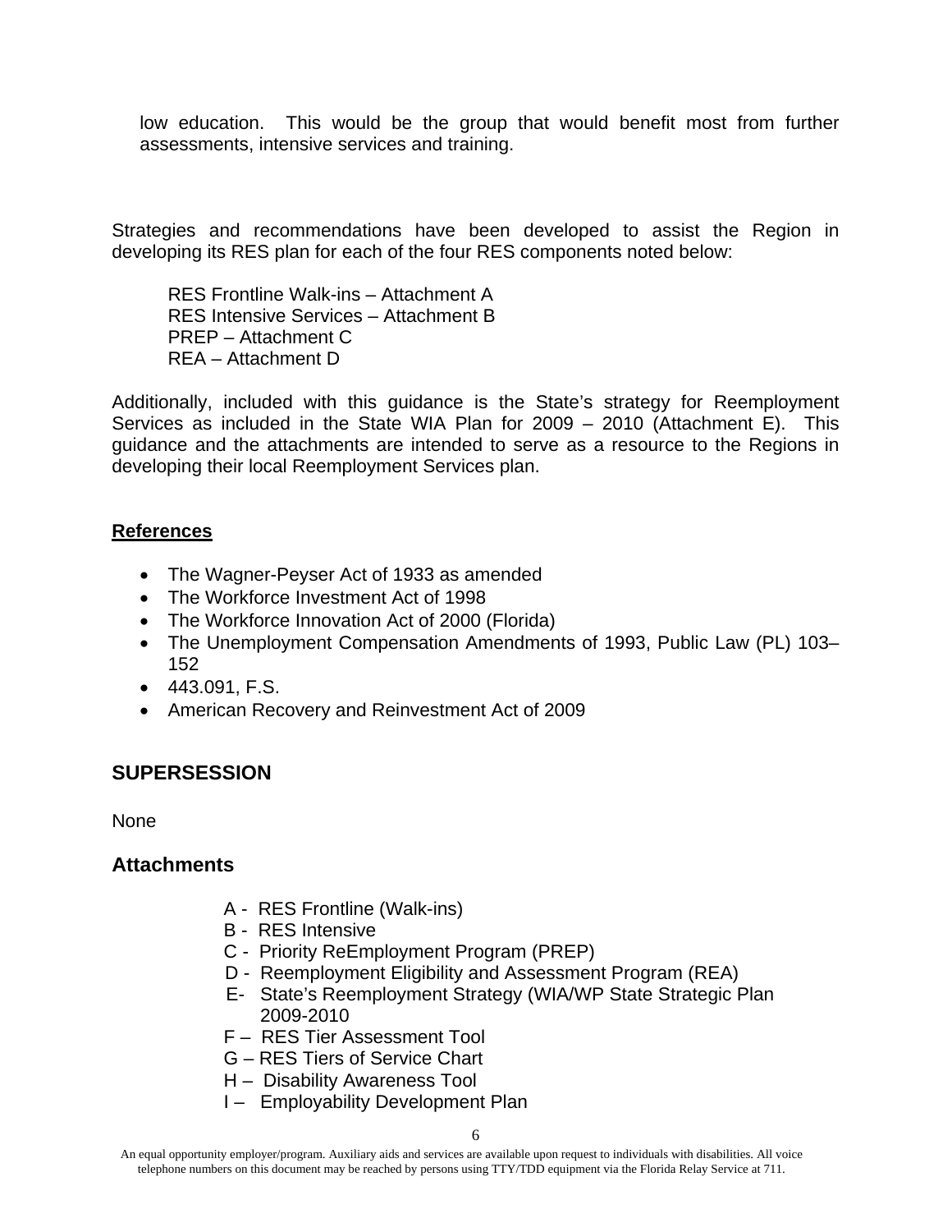low education. This would be the group that would benefit most from further assessments, intensive services and training.

Strategies and recommendations have been developed to assist the Region in developing its RES plan for each of the four RES components noted below:

RES Frontline Walk-ins – Attachment A
RES Intensive Services – Attachment B
PREP – Attachment C
REA – Attachment D

Additionally, included with this guidance is the State's strategy for Reemployment Services as included in the State WIA Plan for 2009 – 2010 (Attachment E). This guidance and the attachments are intended to serve as a resource to the Regions in developing their local Reemployment Services plan.

**References**

- The Wagner-Peyser Act of 1933 as amended
- The Workforce Investment Act of 1998
- The Workforce Innovation Act of 2000 (Florida)
- The Unemployment Compensation Amendments of 1993, Public Law (PL) 103–152
- 443.091, F.S.
- American Recovery and Reinvestment Act of 2009

## SUPERSESSION

None

## Attachments

A - RES Frontline (Walk-ins)
B - RES Intensive
C - Priority ReEmployment Program (PREP)
D - Reemployment Eligibility and Assessment Program (REA)
E- State's Reemployment Strategy (WIA/WP State Strategic Plan 2009-2010
F – RES Tier Assessment Tool
G – RES Tiers of Service Chart
H – Disability Awareness Tool
I – Employability Development Plan

An equal opportunity employer/program. Auxiliary aids and services are available upon request to individuals with disabilities. All voice telephone numbers on this document may be reached by persons using TTY/TDD equipment via the Florida Relay Service at 711.